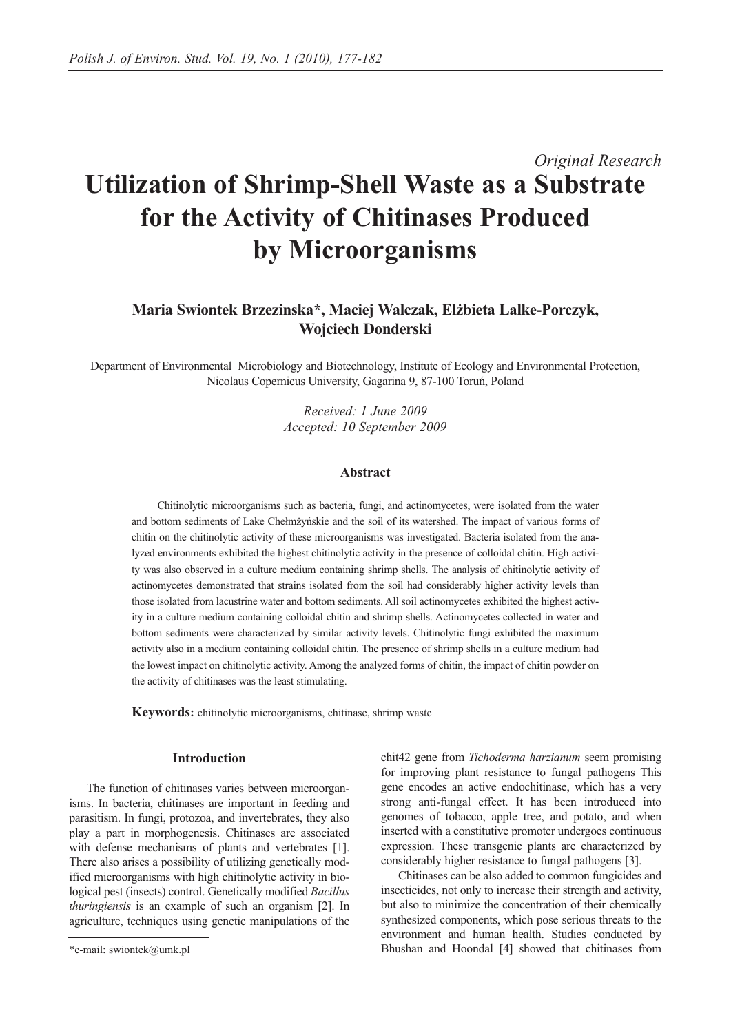*Original Research*

# Utilization of Shrimp-Shell Waste as a Substrate for the Activity of Chitinases Produced by Microorganisms

**Maria Swiontek Brzezinska*, Maciej Walczak, Elżbieta Lalke-Porczyk, Wojciech Donderski**

Department of Environmental Microbiology and Biotechnology, Institute of Ecology and Environmental Protection, Nicolaus Copernicus University, Gagarina 9, 87-100 Toruń, Poland

*Received: 1 June 2009*
*Accepted: 10 September 2009*

### Abstract

Chitinolytic microorganisms such as bacteria, fungi, and actinomycetes, were isolated from the water and bottom sediments of Lake Chełmżyńskie and the soil of its watershed. The impact of various forms of chitin on the chitinolytic activity of these microorganisms was investigated. Bacteria isolated from the analyzed environments exhibited the highest chitinolytic activity in the presence of colloidal chitin. High activity was also observed in a culture medium containing shrimp shells. The analysis of chitinolytic activity of actinomycetes demonstrated that strains isolated from the soil had considerably higher activity levels than those isolated from lacustrine water and bottom sediments. All soil actinomycetes exhibited the highest activity in a culture medium containing colloidal chitin and shrimp shells. Actinomycetes collected in water and bottom sediments were characterized by similar activity levels. Chitinolytic fungi exhibited the maximum activity also in a medium containing colloidal chitin. The presence of shrimp shells in a culture medium had the lowest impact on chitinolytic activity. Among the analyzed forms of chitin, the impact of chitin powder on the activity of chitinases was the least stimulating.

**Keywords:** chitinolytic microorganisms, chitinase, shrimp waste

## Introduction

The function of chitinases varies between microorganisms. In bacteria, chitinases are important in feeding and parasitism. In fungi, protozoa, and invertebrates, they also play a part in morphogenesis. Chitinases are associated with defense mechanisms of plants and vertebrates [1]. There also arises a possibility of utilizing genetically modified microorganisms with high chitinolytic activity in biological pest (insects) control. Genetically modified *Bacillus thuringiensis* is an example of such an organism [2]. In agriculture, techniques using genetic manipulations of the chit42 gene from *Tichoderma harzianum* seem promising for improving plant resistance to fungal pathogens This gene encodes an active endochitinase, which has a very strong anti-fungal effect. It has been introduced into genomes of tobacco, apple tree, and potato, and when inserted with a constitutive promoter undergoes continuous expression. These transgenic plants are characterized by considerably higher resistance to fungal pathogens [3].

Chitinases can be also added to common fungicides and insecticides, not only to increase their strength and activity, but also to minimize the concentration of their chemically synthesized components, which pose serious threats to the environment and human health. Studies conducted by Bhushan and Hoondal [4] showed that chitinases from

*e-mail: swiontek@umk.pl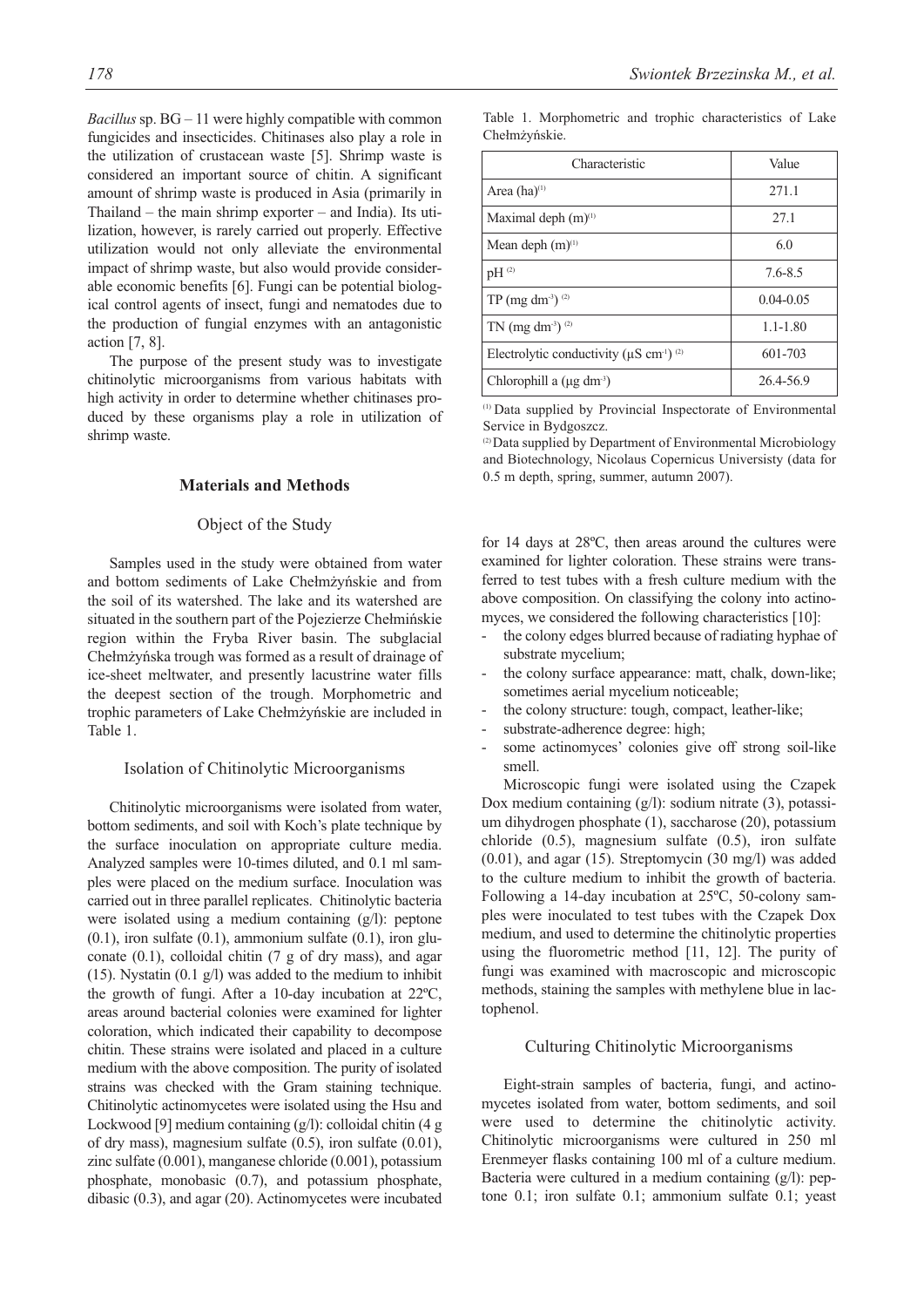*Bacillus* sp. BG – 11 were highly compatible with common fungicides and insecticides. Chitinases also play a role in the utilization of crustacean waste [5]. Shrimp waste is considered an important source of chitin. A significant amount of shrimp waste is produced in Asia (primarily in Thailand – the main shrimp exporter – and India). Its utilization, however, is rarely carried out properly. Effective utilization would not only alleviate the environmental impact of shrimp waste, but also would provide considerable economic benefits [6]. Fungi can be potential biological control agents of insect, fungi and nematodes due to the production of fungial enzymes with an antagonistic action [7, 8].

The purpose of the present study was to investigate chitinolytic microorganisms from various habitats with high activity in order to determine whether chitinases produced by these organisms play a role in utilization of shrimp waste.

## Materials and Methods

### Object of the Study

Samples used in the study were obtained from water and bottom sediments of Lake Chełmżyńskie and from the soil of its watershed. The lake and its watershed are situated in the southern part of the Pojezierze Chełmińskie region within the Fryba River basin. The subglacial Chełmżyńska trough was formed as a result of drainage of ice-sheet meltwater, and presently lacustrine water fills the deepest section of the trough. Morphometric and trophic parameters of Lake Chełmżyńskie are included in Table 1.

Table 1. Morphometric and trophic characteristics of Lake Chełmżyńskie.

| Characteristic | Value |
|---|---|
| Area (ha)[1] | 271.1 |
| Maximal deph (m)[1] | 27.1 |
| Mean deph (m)[1] | 6.0 |
| pH [2] | 7.6-8.5 |
| TP (mg dm$^{-3}$) [2] | 0.04-0.05 |
| TN (mg dm$^{-3}$) [2] | 1.1-1.80 |
| Electrolytic conductivity (μS cm$^{-1}$) [2] | 601-703 |
| Chlorophill a (μg dm$^{-3}$) | 26.4-56.9 |

[1] Data supplied by Provincial Inspectorate of Environmental Service in Bydgoszcz.

[2] Data supplied by Department of Environmental Microbiology and Biotechnology, Nicolaus Copernicus Universisty (data for 0.5 m depth, spring, summer, autumn 2007).

### Isolation of Chitinolytic Microorganisms

Chitinolytic microorganisms were isolated from water, bottom sediments, and soil with Koch's plate technique by the surface inoculation on appropriate culture media. Analyzed samples were 10-times diluted, and 0.1 ml samples were placed on the medium surface. Inoculation was carried out in three parallel replicates. Chitinolytic bacteria were isolated using a medium containing (g/l): peptone (0.1), iron sulfate (0.1), ammonium sulfate (0.1), iron gluconate (0.1), colloidal chitin (7 g of dry mass), and agar (15). Nystatin (0.1 g/l) was added to the medium to inhibit the growth of fungi. After a 10-day incubation at 22ºC, areas around bacterial colonies were examined for lighter coloration, which indicated their capability to decompose chitin. These strains were isolated and placed in a culture medium with the above composition. The purity of isolated strains was checked with the Gram staining technique. Chitinolytic actinomycetes were isolated using the Hsu and Lockwood [9] medium containing (g/l): colloidal chitin (4 g of dry mass), magnesium sulfate (0.5), iron sulfate (0.01), zinc sulfate (0.001), manganese chloride (0.001), potassium phosphate, monobasic (0.7), and potassium phosphate, dibasic (0.3), and agar (20). Actinomycetes were incubated for 14 days at 28ºC, then areas around the cultures were examined for lighter coloration. These strains were transferred to test tubes with a fresh culture medium with the above composition. On classifying the colony into actinomyces, we considered the following characteristics [10]:

- the colony edges blurred because of radiating hyphae of substrate mycelium;
- the colony surface appearance: matt, chalk, down-like; sometimes aerial mycelium noticeable;
- the colony structure: tough, compact, leather-like;
- substrate-adherence degree: high;
- some actinomyces' colonies give off strong soil-like smell.

Microscopic fungi were isolated using the Czapek Dox medium containing (g/l): sodium nitrate (3), potassium dihydrogen phosphate (1), saccharose (20), potassium chloride (0.5), magnesium sulfate (0.5), iron sulfate (0.01), and agar (15). Streptomycin (30 mg/l) was added to the culture medium to inhibit the growth of bacteria. Following a 14-day incubation at 25ºC, 50-colony samples were inoculated to test tubes with the Czapek Dox medium, and used to determine the chitinolytic properties using the fluorometric method [11, 12]. The purity of fungi was examined with macroscopic and microscopic methods, staining the samples with methylene blue in lactophenol.

### Culturing Chitinolytic Microorganisms

Eight-strain samples of bacteria, fungi, and actinomycetes isolated from water, bottom sediments, and soil were used to determine the chitinolytic activity. Chitinolytic microorganisms were cultured in 250 ml Erenmeyer flasks containing 100 ml of a culture medium. Bacteria were cultured in a medium containing (g/l): peptone 0.1; iron sulfate 0.1; ammonium sulfate 0.1; yeast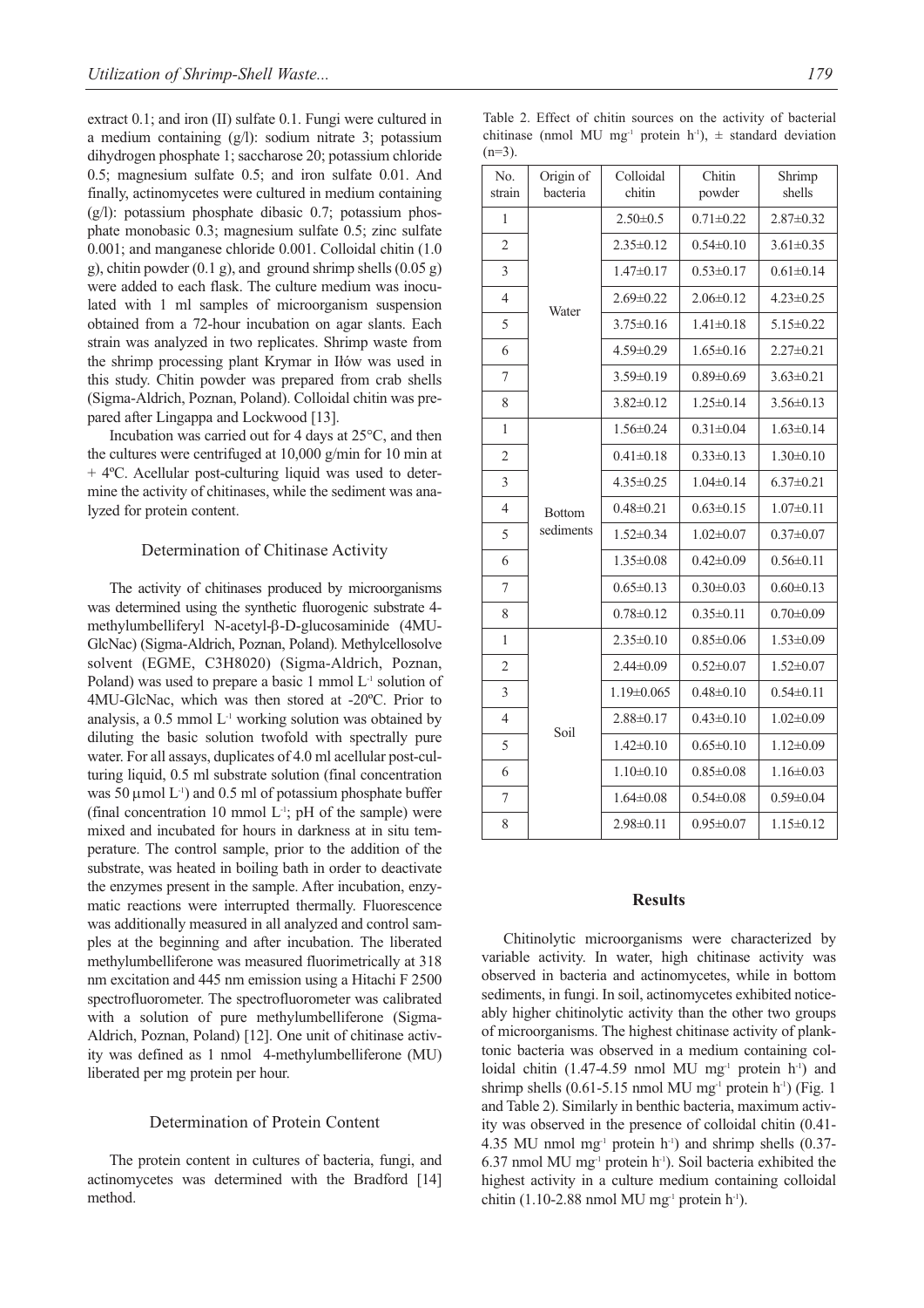extract 0.1; and iron (II) sulfate 0.1. Fungi were cultured in a medium containing (g/l): sodium nitrate 3; potassium dihydrogen phosphate 1; saccharose 20; potassium chloride 0.5; magnesium sulfate 0.5; and iron sulfate 0.01. And finally, actinomycetes were cultured in medium containing (g/l): potassium phosphate dibasic 0.7; potassium phosphate monobasic 0.3; magnesium sulfate 0.5; zinc sulfate 0.001; and manganese chloride 0.001. Colloidal chitin (1.0 g), chitin powder (0.1 g), and ground shrimp shells (0.05 g) were added to each flask. The culture medium was inoculated with 1 ml samples of microorganism suspension obtained from a 72-hour incubation on agar slants. Each strain was analyzed in two replicates. Shrimp waste from the shrimp processing plant Krymar in Iłów was used in this study. Chitin powder was prepared from crab shells (Sigma-Aldrich, Poznan, Poland). Colloidal chitin was prepared after Lingappa and Lockwood [13].

Incubation was carried out for 4 days at 25°C, and then the cultures were centrifuged at 10,000 g/min for 10 min at + 4ºC. Acellular post-culturing liquid was used to determine the activity of chitinases, while the sediment was analyzed for protein content.

## Determination of Chitinase Activity

The activity of chitinases produced by microorganisms was determined using the synthetic fluorogenic substrate 4-methylumbelliferyl N-acetyl-β-D-glucosaminide (4MU-GlcNac) (Sigma-Aldrich, Poznan, Poland). Methylcellosolve solvent (EGME, C3H8020) (Sigma-Aldrich, Poznan, Poland) was used to prepare a basic 1 mmol $L^{-1}$ solution of 4MU-GlcNac, which was then stored at -20ºC. Prior to analysis, a 0.5 mmol $L^{-1}$ working solution was obtained by diluting the basic solution twofold with spectrally pure water. For all assays, duplicates of 4.0 ml acellular post-culturing liquid, 0.5 ml substrate solution (final concentration was 50 µmol $L^{-1}$) and 0.5 ml of potassium phosphate buffer (final concentration 10 mmol $L^{-1}$; pH of the sample) were mixed and incubated for hours in darkness at in situ temperature. The control sample, prior to the addition of the substrate, was heated in boiling bath in order to deactivate the enzymes present in the sample. After incubation, enzymatic reactions were interrupted thermally. Fluorescence was additionally measured in all analyzed and control samples at the beginning and after incubation. The liberated methylumbelliferone was measured fluorimetrically at 318 nm excitation and 445 nm emission using a Hitachi F 2500 spectrofluorometer. The spectrofluorometer was calibrated with a solution of pure methylumbelliferone (Sigma-Aldrich, Poznan, Poland) [12]. One unit of chitinase activity was defined as 1 nmol 4-methylumbelliferone (MU) liberated per mg protein per hour.

## Determination of Protein Content

The protein content in cultures of bacteria, fungi, and actinomycetes was determined with the Bradford [14] method.

Table 2. Effect of chitin sources on the activity of bacterial chitinase (nmol MU $mg^{-1}$ protein $h^{-1}$), ± standard deviation (n=3).

| No. strain | Origin of bacteria | Colloidal chitin | Chitin powder | Shrimp shells |
|---|---|---|---|---|
| 1 | Water | 2.50±0.5 | 0.71±0.22 | 2.87±0.32 |
| 2 | | 2.35±0.12 | 0.54±0.10 | 3.61±0.35 |
| 3 | | 1.47±0.17 | 0.53±0.17 | 0.61±0.14 |
| 4 | | 2.69±0.22 | 2.06±0.12 | 4.23±0.25 |
| 5 | | 3.75±0.16 | 1.41±0.18 | 5.15±0.22 |
| 6 | | 4.59±0.29 | 1.65±0.16 | 2.27±0.21 |
| 7 | | 3.59±0.19 | 0.89±0.69 | 3.63±0.21 |
| 8 | | 3.82±0.12 | 1.25±0.14 | 3.56±0.13 |
| 1 | Bottom sediments | 1.56±0.24 | 0.31±0.04 | 1.63±0.14 |
| 2 | | 0.41±0.18 | 0.33±0.13 | 1.30±0.10 |
| 3 | | 4.35±0.25 | 1.04±0.14 | 6.37±0.21 |
| 4 | | 0.48±0.21 | 0.63±0.15 | 1.07±0.11 |
| 5 | | 1.52±0.34 | 1.02±0.07 | 0.37±0.07 |
| 6 | | 1.35±0.08 | 0.42±0.09 | 0.56±0.11 |
| 7 | | 0.65±0.13 | 0.30±0.03 | 0.60±0.13 |
| 8 | | 0.78±0.12 | 0.35±0.11 | 0.70±0.09 |
| 1 | Soil | 2.35±0.10 | 0.85±0.06 | 1.53±0.09 |
| 2 | | 2.44±0.09 | 0.52±0.07 | 1.52±0.07 |
| 3 | | 1.19±0.065 | 0.48±0.10 | 0.54±0.11 |
| 4 | | 2.88±0.17 | 0.43±0.10 | 1.02±0.09 |
| 5 | | 1.42±0.10 | 0.65±0.10 | 1.12±0.09 |
| 6 | | 1.10±0.10 | 0.85±0.08 | 1.16±0.03 |
| 7 | | 1.64±0.08 | 0.54±0.08 | 0.59±0.04 |
| 8 | | 2.98±0.11 | 0.95±0.07 | 1.15±0.12 |

## Results

Chitinolytic microorganisms were characterized by variable activity. In water, high chitinase activity was observed in bacteria and actinomycetes, while in bottom sediments, in fungi. In soil, actinomycetes exhibited noticeably higher chitinolytic activity than the other two groups of microorganisms. The highest chitinase activity of planktonic bacteria was observed in a medium containing colloidal chitin (1.47-4.59 nmol MU $mg^{-1}$ protein $h^{-1}$) and shrimp shells (0.61-5.15 nmol MU $mg^{-1}$ protein $h^{-1}$) (Fig. 1 and Table 2). Similarly in benthic bacteria, maximum activity was observed in the presence of colloidal chitin (0.41-4.35 MU nmol $mg^{-1}$ protein $h^{-1}$) and shrimp shells (0.37-6.37 nmol MU $mg^{-1}$ protein $h^{-1}$). Soil bacteria exhibited the highest activity in a culture medium containing colloidal chitin (1.10-2.88 nmol MU $mg^{-1}$ protein $h^{-1}$).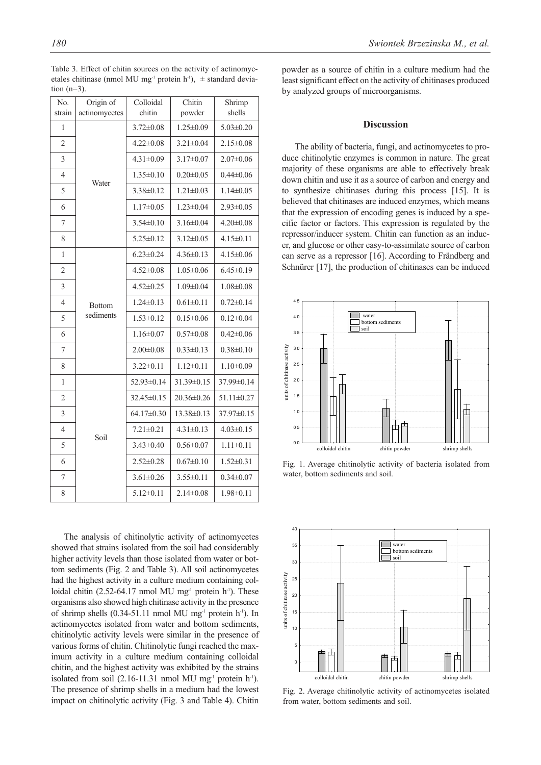Table 3. Effect of chitin sources on the activity of actinomycetales chitinase (nmol MU mg$^{-1}$ protein h$^{-1}$), ± standard deviation (n=3).

| No. strain | Origin of actinomycetes | Colloidal chitin | Chitin powder | Shrimp shells |
|---|---|---|---|---|
| 1 | Water | 3.72±0.08 | 1.25±0.09 | 5.03±0.20 |
| 2 | | 4.22±0.08 | 3.21±0.04 | 2.15±0.08 |
| 3 | | 4.31±0.09 | 3.17±0.07 | 2.07±0.06 |
| 4 | | 1.35±0.10 | 0.20±0.05 | 0.44±0.06 |
| 5 | | 3.38±0.12 | 1.21±0.03 | 1.14±0.05 |
| 6 | | 1.17±0.05 | 1.23±0.04 | 2.93±0.05 |
| 7 | | 3.54±0.10 | 3.16±0.04 | 4.20±0.08 |
| 8 | | 5.25±0.12 | 3.12±0.05 | 4.15±0.11 |
| 1 | Bottom sediments | 6.23±0.24 | 4.36±0.13 | 4.15±0.06 |
| 2 | | 4.52±0.08 | 1.05±0.06 | 6.45±0.19 |
| 3 | | 4.52±0.25 | 1.09±0.04 | 1.08±0.08 |
| 4 | | 1.24±0.13 | 0.61±0.11 | 0.72±0.14 |
| 5 | | 1.53±0.12 | 0.15±0.06 | 0.12±0.04 |
| 6 | | 1.16±0.07 | 0.57±0.08 | 0.42±0.06 |
| 7 | | 2.00±0.08 | 0.33±0.13 | 0.38±0.10 |
| 8 | | 3.22±0.11 | 1.12±0.11 | 1.10±0.09 |
| 1 | Soil | 52.93±0.14 | 31.39±0.15 | 37.99±0.14 |
| 2 | | 32.45±0.15 | 20.36±0.26 | 51.11±0.27 |
| 3 | | 64.17±0.30 | 13.38±0.13 | 37.97±0.15 |
| 4 | | 7.21±0.21 | 4.31±0.13 | 4.03±0.15 |
| 5 | | 3.43±0.40 | 0.56±0.07 | 1.11±0.11 |
| 6 | | 2.52±0.28 | 0.67±0.10 | 1.52±0.31 |
| 7 | | 3.61±0.26 | 3.55±0.11 | 0.34±0.07 |
| 8 | | 5.12±0.11 | 2.14±0.08 | 1.98±0.11 |

The analysis of chitinolytic activity of actinomycetes showed that strains isolated from the soil had considerably higher activity levels than those isolated from water or bottom sediments (Fig. 2 and Table 3). All soil actinomycetes had the highest activity in a culture medium containing colloidal chitin (2.52-64.17 nmol MU mg$^{-1}$ protein h$^{-1}$). These organisms also showed high chitinase activity in the presence of shrimp shells (0.34-51.11 nmol MU mg$^{-1}$ protein h$^{-1}$). In actinomycetes isolated from water and bottom sediments, chitinolytic activity levels were similar in the presence of various forms of chitin. Chitinolytic fungi reached the maximum activity in a culture medium containing colloidal chitin, and the highest activity was exhibited by the strains isolated from soil (2.16-11.31 nmol MU mg$^{-1}$ protein h$^{-1}$). The presence of shrimp shells in a medium had the lowest impact on chitinolytic activity (Fig. 3 and Table 4). Chitin powder as a source of chitin in a culture medium had the least significant effect on the activity of chitinases produced by analyzed groups of microorganisms.

## Discussion

The ability of bacteria, fungi, and actinomycetes to produce chitinolytic enzymes is common in nature. The great majority of these organisms are able to effectively break down chitin and use it as a source of carbon and energy and to synthesize chitinases during this process [15]. It is believed that chitinases are induced enzymes, which means that the expression of encoding genes is induced by a specific factor or factors. This expression is regulated by the repressor/inducer system. Chitin can function as an inducer, and glucose or other easy-to-assimilate source of carbon can serve as a repressor [16]. According to Frändberg and Schnürer [17], the production of chitinases can be induced

Fig. 1. Average chitinolytic activity of bacteria isolated from water, bottom sediments and soil.

Fig. 2. Average chitinolytic activity of actinomycetes isolated from water, bottom sediments and soil.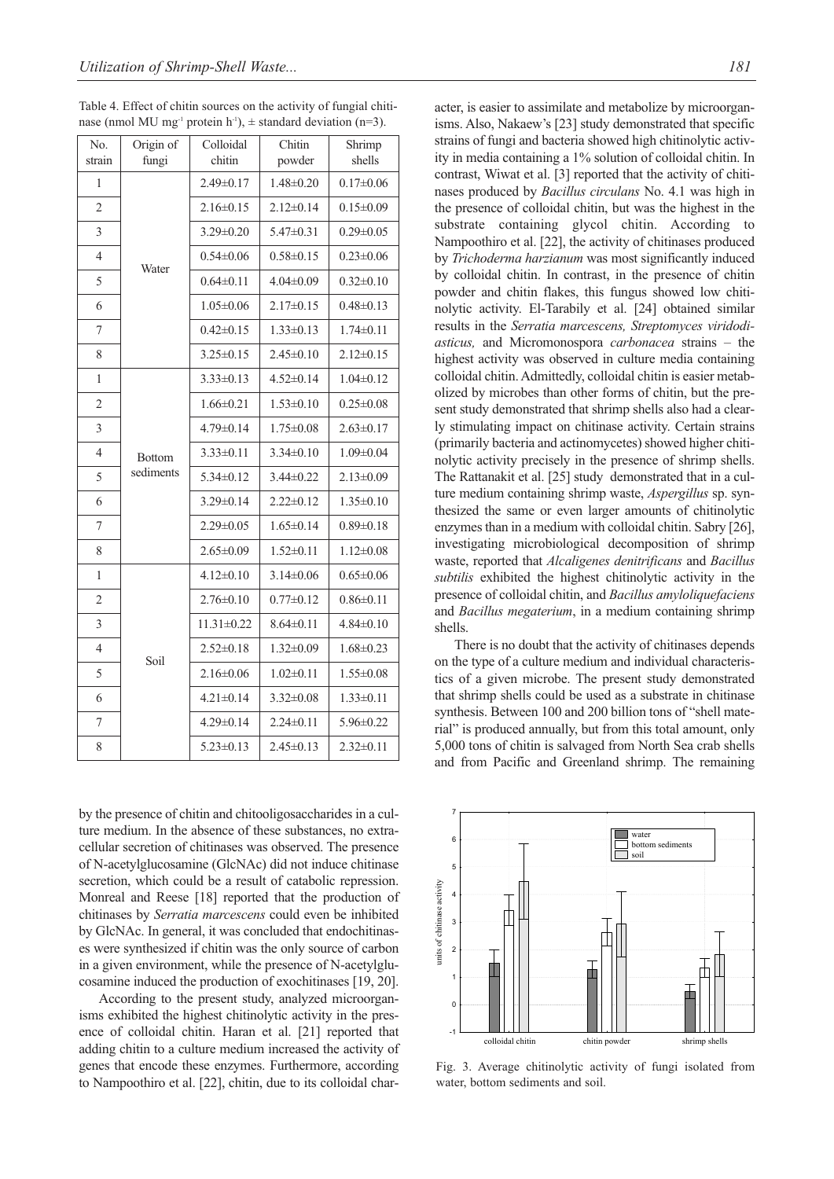Table 4. Effect of chitin sources on the activity of fungial chitinase (nmol MU mg$^{-1}$ protein h$^{-1}$), ± standard deviation (n=3).

| No. strain | Origin of fungi | Colloidal chitin | Chitin powder | Shrimp shells |
|---|---|---|---|---|
| 1 | Water | 2.49±0.17 | 1.48±0.20 | 0.17±0.06 |
| 2 | | 2.16±0.15 | 2.12±0.14 | 0.15±0.09 |
| 3 | | 3.29±0.20 | 5.47±0.31 | 0.29±0.05 |
| 4 | | 0.54±0.06 | 0.58±0.15 | 0.23±0.06 |
| 5 | | 0.64±0.11 | 4.04±0.09 | 0.32±0.10 |
| 6 | | 1.05±0.06 | 2.17±0.15 | 0.48±0.13 |
| 7 | | 0.42±0.15 | 1.33±0.13 | 1.74±0.11 |
| 8 | | 3.25±0.15 | 2.45±0.10 | 2.12±0.15 |
| 1 | Bottom sediments | 3.33±0.13 | 4.52±0.14 | 1.04±0.12 |
| 2 | | 1.66±0.21 | 1.53±0.10 | 0.25±0.08 |
| 3 | | 4.79±0.14 | 1.75±0.08 | 2.63±0.17 |
| 4 | | 3.33±0.11 | 3.34±0.10 | 1.09±0.04 |
| 5 | | 5.34±0.12 | 3.44±0.22 | 2.13±0.09 |
| 6 | | 3.29±0.14 | 2.22±0.12 | 1.35±0.10 |
| 7 | | 2.29±0.05 | 1.65±0.14 | 0.89±0.18 |
| 8 | | 2.65±0.09 | 1.52±0.11 | 1.12±0.08 |
| 1 | Soil | 4.12±0.10 | 3.14±0.06 | 0.65±0.06 |
| 2 | | 2.76±0.10 | 0.77±0.12 | 0.86±0.11 |
| 3 | | 11.31±0.22 | 8.64±0.11 | 4.84±0.10 |
| 4 | | 2.52±0.18 | 1.32±0.09 | 1.68±0.23 |
| 5 | | 2.16±0.06 | 1.02±0.11 | 1.55±0.08 |
| 6 | | 4.21±0.14 | 3.32±0.08 | 1.33±0.11 |
| 7 | | 4.29±0.14 | 2.24±0.11 | 5.96±0.22 |
| 8 | | 5.23±0.13 | 2.45±0.13 | 2.32±0.11 |

by the presence of chitin and chitooligosaccharides in a culture medium. In the absence of these substances, no extracellular secretion of chitinases was observed. The presence of N-acetylglucosamine (GlcNAc) did not induce chitinase secretion, which could be a result of catabolic repression. Monreal and Reese [18] reported that the production of chitinases by *Serratia marcescens* could even be inhibited by GlcNAc. In general, it was concluded that endochitinases were synthesized if chitin was the only source of carbon in a given environment, while the presence of N-acetylglucosamine induced the production of exochitinases [19, 20].

According to the present study, analyzed microorganisms exhibited the highest chitinolytic activity in the presence of colloidal chitin. Haran et al. [21] reported that adding chitin to a culture medium increased the activity of genes that encode these enzymes. Furthermore, according to Nampoothiro et al. [22], chitin, due to its colloidal character, is easier to assimilate and metabolize by microorganisms. Also, Nakaew's [23] study demonstrated that specific strains of fungi and bacteria showed high chitinolytic activity in media containing a 1% solution of colloidal chitin. In contrast, Wiwat et al. [3] reported that the activity of chitinases produced by *Bacillus circulans* No. 4.1 was high in the presence of colloidal chitin, but was the highest in the substrate containing glycol chitin. According to Nampoothiro et al. [22], the activity of chitinases produced by *Trichoderma harzianum* was most significantly induced by colloidal chitin. In contrast, in the presence of chitin powder and chitin flakes, this fungus showed low chitinolytic activity. El-Tarabily et al. [24] obtained similar results in the *Serratia marcescens, Streptomyces viridodiasticus,* and Micromonospora *carbonacea* strains – the highest activity was observed in culture media containing colloidal chitin. Admittedly, colloidal chitin is easier metabolized by microbes than other forms of chitin, but the present study demonstrated that shrimp shells also had a clearly stimulating impact on chitinase activity. Certain strains (primarily bacteria and actinomycetes) showed higher chitinolytic activity precisely in the presence of shrimp shells. The Rattanakit et al. [25] study demonstrated that in a culture medium containing shrimp waste, *Aspergillus* sp. synthesized the same or even larger amounts of chitinolytic enzymes than in a medium with colloidal chitin. Sabry [26], investigating microbiological decomposition of shrimp waste, reported that *Alcaligenes denitrificans* and *Bacillus subtilis* exhibited the highest chitinolytic activity in the presence of colloidal chitin, and *Bacillus amyloliquefaciens* and *Bacillus megaterium*, in a medium containing shrimp shells.

There is no doubt that the activity of chitinases depends on the type of a culture medium and individual characteristics of a given microbe. The present study demonstrated that shrimp shells could be used as a substrate in chitinase synthesis. Between 100 and 200 billion tons of "shell material" is produced annually, but from this total amount, only 5,000 tons of chitin is salvaged from North Sea crab shells and from Pacific and Greenland shrimp. The remaining

Fig. 3. Average chitinolytic activity of fungi isolated from water, bottom sediments and soil.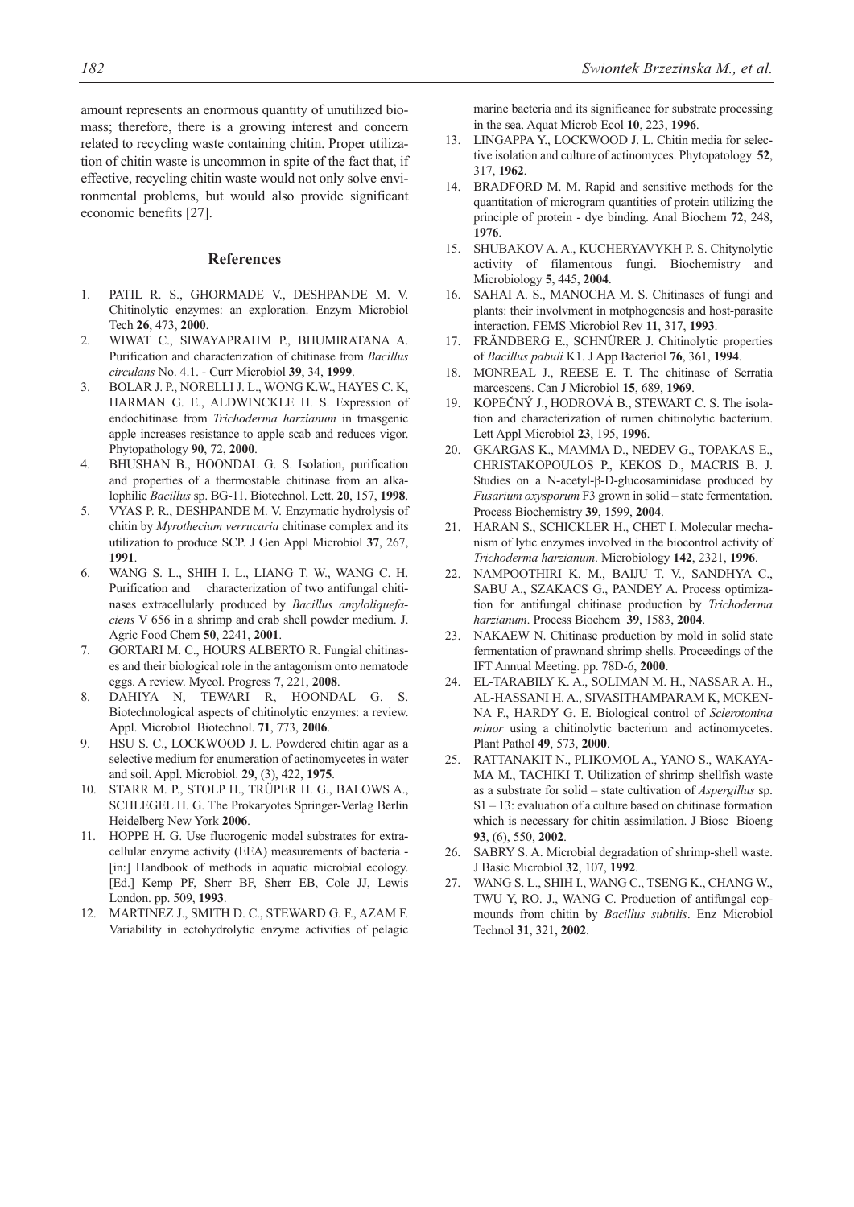amount represents an enormous quantity of unutilized biomass; therefore, there is a growing interest and concern related to recycling waste containing chitin. Proper utilization of chitin waste is uncommon in spite of the fact that, if effective, recycling chitin waste would not only solve environmental problems, but would also provide significant economic benefits [27].

## References

1. PATIL R. S., GHORMADE V., DESHPANDE M. V. Chitinolytic enzymes: an exploration. Enzym Microbiol Tech **26**, 473, **2000**.
2. WIWAT C., SIWAYAPRAHM P., BHUMIRATANA A. Purification and characterization of chitinase from *Bacillus circulans* No. 4.1. - Curr Microbiol **39**, 34, **1999**.
3. BOLAR J. P., NORELLI J. L., WONG K.W., HAYES C. K, HARMAN G. E., ALDWINCKLE H. S. Expression of endochitinase from *Trichoderma harzianum* in trnasgenic apple increases resistance to apple scab and reduces vigor. Phytopathology **90**, 72, **2000**.
4. BHUSHAN B., HOONDAL G. S. Isolation, purification and properties of a thermostable chitinase from an alkalophilic *Bacillus* sp. BG-11. Biotechnol. Lett. **20**, 157, **1998**.
5. VYAS P. R., DESHPANDE M. V. Enzymatic hydrolysis of chitin by *Myrothecium verrucaria* chitinase complex and its utilization to produce SCP. J Gen Appl Microbiol **37**, 267, **1991**.
6. WANG S. L., SHIH I. L., LIANG T. W., WANG C. H. Purification and characterization of two antifungal chitinases extracellularly produced by *Bacillus amyloliquefaciens* V 656 in a shrimp and crab shell powder medium. J. Agric Food Chem **50**, 2241, **2001**.
7. GORTARI M. C., HOURS ALBERTO R. Fungial chitinases and their biological role in the antagonism onto nematode eggs. A review. Mycol. Progress **7**, 221, **2008**.
8. DAHIYA N, TEWARI R, HOONDAL G. S. Biotechnological aspects of chitinolytic enzymes: a review. Appl. Microbiol. Biotechnol. **71**, 773, **2006**.
9. HSU S. C., LOCKWOOD J. L. Powdered chitin agar as a selective medium for enumeration of actinomycetes in water and soil. Appl. Microbiol. **29**, (3), 422, **1975**.
10. STARR M. P., STOLP H., TRÜPER H. G., BALOWS A., SCHLEGEL H. G. The Prokaryotes Springer-Verlag Berlin Heidelberg New York **2006**.
11. HOPPE H. G. Use fluorogenic model substrates for extracellular enzyme activity (EEA) measurements of bacteria - [in:] Handbook of methods in aquatic microbial ecology. [Ed.] Kemp PF, Sherr BF, Sherr EB, Cole JJ, Lewis London. pp. 509, **1993**.
12. MARTINEZ J., SMITH D. C., STEWARD G. F., AZAM F. Variability in ectohydrolytic enzyme activities of pelagic marine bacteria and its significance for substrate processing in the sea. Aquat Microb Ecol **10**, 223, **1996**.
13. LINGAPPA Y., LOCKWOOD J. L. Chitin media for selective isolation and culture of actinomyces. Phytopatology **52**, 317, **1962**.
14. BRADFORD M. M. Rapid and sensitive methods for the quantitation of microgram quantities of protein utilizing the principle of protein - dye binding. Anal Biochem **72**, 248, **1976**.
15. SHUBAKOV A. A., KUCHERYAVYKH P. S. Chitynolytic activity of filamentous fungi. Biochemistry and Microbiology **5**, 445, **2004**.
16. SAHAI A. S., MANOCHA M. S. Chitinases of fungi and plants: their involvment in motphogenesis and host-parasite interaction. FEMS Microbiol Rev **11**, 317, **1993**.
17. FRÄNDBERG E., SCHNÜRER J. Chitinolytic properties of *Bacillus pabuli* K1. J App Bacteriol **76**, 361, **1994**.
18. MONREAL J., REESE E. T. The chitinase of Serratia marcescens. Can J Microbiol **15**, 689, **1969**.
19. KOPEČNÝ J., HODROVÁ B., STEWART C. S. The isolation and characterization of rumen chitinolytic bacterium. Lett Appl Microbiol **23**, 195, **1996**.
20. GKARGAS K., MAMMA D., NEDEV G., TOPAKAS E., CHRISTAKOPOULOS P., KEKOS D., MACRIS B. J. Studies on a N-acetyl-β-D-glucosaminidase produced by *Fusarium oxysporum* F3 grown in solid – state fermentation. Process Biochemistry **39**, 1599, **2004**.
21. HARAN S., SCHICKLER H., CHET I. Molecular mechanism of lytic enzymes involved in the biocontrol activity of *Trichoderma harzianum*. Microbiology **142**, 2321, **1996**.
22. NAMPOOTHIRI K. M., BAIJU T. V., SANDHYA C., SABU A., SZAKACS G., PANDEY A. Process optimization for antifungal chitinase production by *Trichoderma harzianum*. Process Biochem **39**, 1583, **2004**.
23. NAKAEW N. Chitinase production by mold in solid state fermentation of prawnand shrimp shells. Proceedings of the IFT Annual Meeting. pp. 78D-6, **2000**.
24. EL-TARABILY K. A., SOLIMAN M. H., NASSAR A. H., AL-HASSANI H. A., SIVASITHAMPARAM K, MCKENNA F., HARDY G. E. Biological control of *Sclerotonina minor* using a chitinolytic bacterium and actinomycetes. Plant Pathol **49**, 573, **2000**.
25. RATTANAKIT N., PLIKOMOL A., YANO S., WAKAYAMA M., TACHIKI T. Utilization of shrimp shellfish waste as a substrate for solid – state cultivation of *Aspergillus* sp. S1 – 13: evaluation of a culture based on chitinase formation which is necessary for chitin assimilation. J Biosc Bioeng **93**, (6), 550, **2002**.
26. SABRY S. A. Microbial degradation of shrimp-shell waste. J Basic Microbiol **32**, 107, **1992**.
27. WANG S. L., SHIH I., WANG C., TSENG K., CHANG W., TWU Y, RO. J., WANG C. Production of antifungal copmounds from chitin by *Bacillus subtilis*. Enz Microbiol Technol **31**, 321, **2002**.